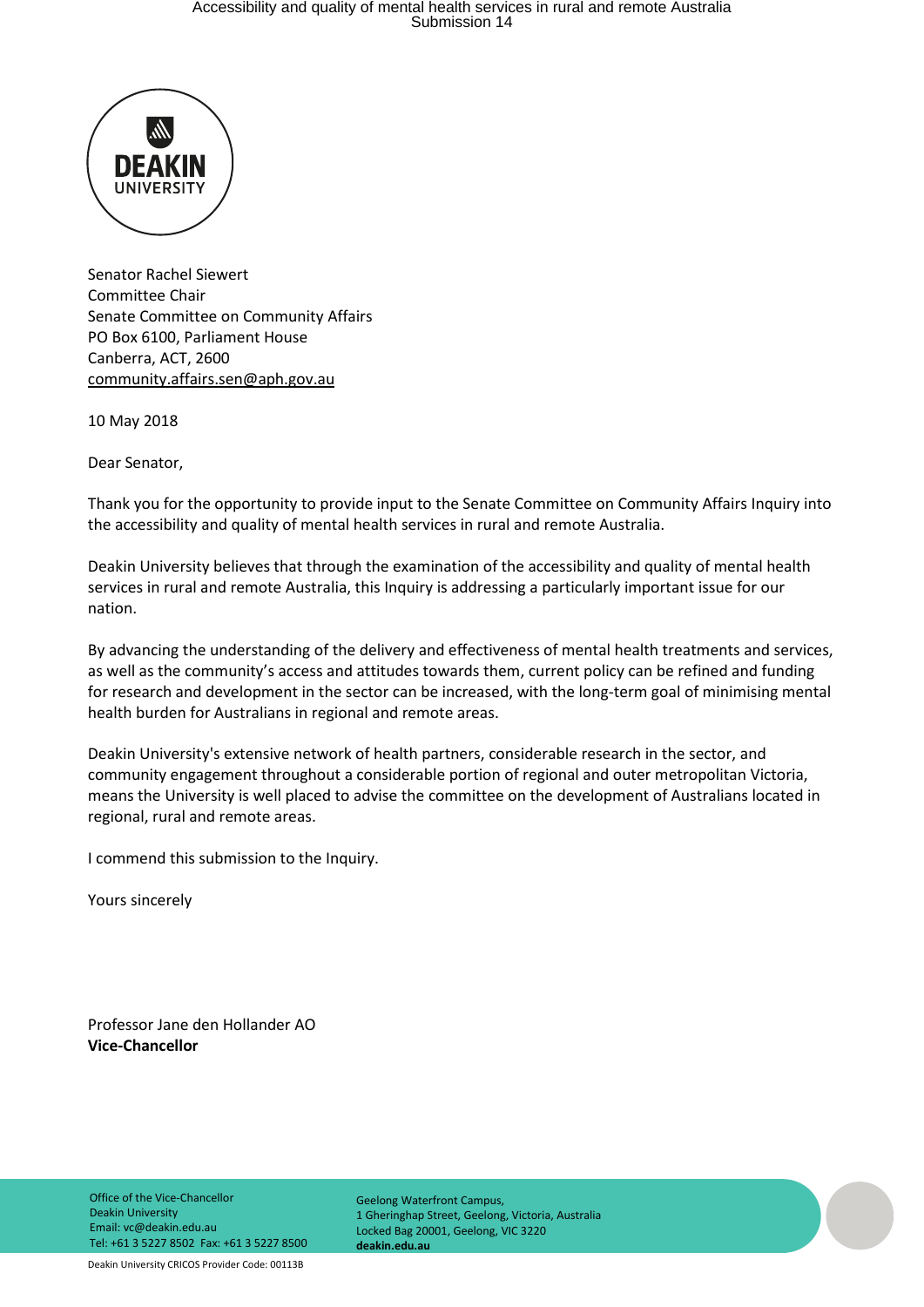Senator Rachel Siewert
Committee Chair
Senate Committee on Community Affairs
PO Box 6100, Parliament House
Canberra, ACT, 2600
community.affairs.sen@aph.gov.au

10 May 2018

Dear Senator,

Thank you for the opportunity to provide input to the Senate Committee on Community Affairs Inquiry into the accessibility and quality of mental health services in rural and remote Australia.

Deakin University believes that through the examination of the accessibility and quality of mental health services in rural and remote Australia, this Inquiry is addressing a particularly important issue for our nation.

By advancing the understanding of the delivery and effectiveness of mental health treatments and services, as well as the community's access and attitudes towards them, current policy can be refined and funding for research and development in the sector can be increased, with the long-term goal of minimising mental health burden for Australians in regional and remote areas.

Deakin University's extensive network of health partners, considerable research in the sector, and community engagement throughout a considerable portion of regional and outer metropolitan Victoria, means the University is well placed to advise the committee on the development of Australians located in regional, rural and remote areas.

I commend this submission to the Inquiry.

Yours sincerely

Professor Jane den Hollander AO
**Vice-Chancellor**

Office of the Vice-Chancellor
Deakin University
Email: vc@deakin.edu.au
Tel: +61 3 5227 8502 Fax: +61 3 5227 8500

Geelong Waterfront Campus,
1 Gheringhap Street, Geelong, Victoria, Australia
Locked Bag 20001, Geelong, VIC 3220
**deakin.edu.au**

Deakin University CRICOS Provider Code: 00113B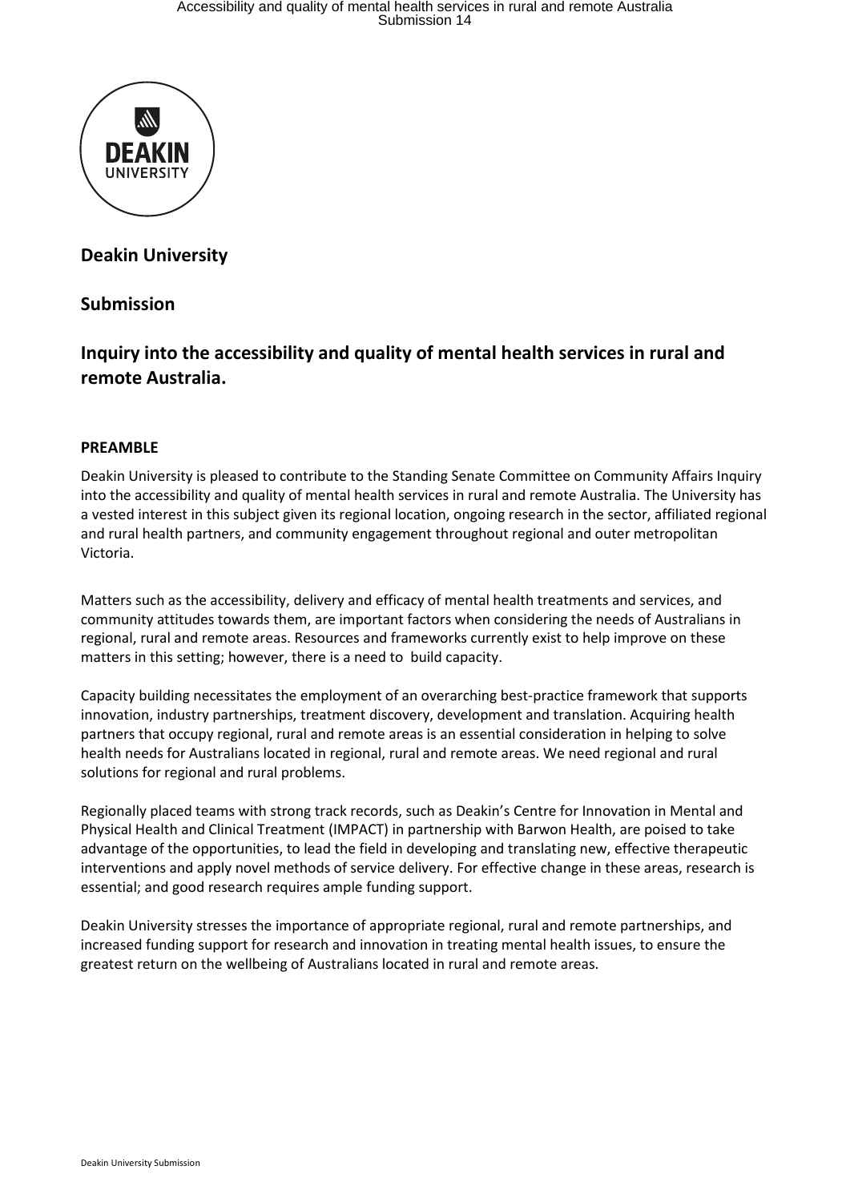**Deakin University**

**Submission**

## Inquiry into the accessibility and quality of mental health services in rural and remote Australia.

### PREAMBLE

Deakin University is pleased to contribute to the Standing Senate Committee on Community Affairs Inquiry into the accessibility and quality of mental health services in rural and remote Australia. The University has a vested interest in this subject given its regional location, ongoing research in the sector, affiliated regional and rural health partners, and community engagement throughout regional and outer metropolitan Victoria.

Matters such as the accessibility, delivery and efficacy of mental health treatments and services, and community attitudes towards them, are important factors when considering the needs of Australians in regional, rural and remote areas. Resources and frameworks currently exist to help improve on these matters in this setting; however, there is a need to build capacity.

Capacity building necessitates the employment of an overarching best-practice framework that supports innovation, industry partnerships, treatment discovery, development and translation. Acquiring health partners that occupy regional, rural and remote areas is an essential consideration in helping to solve health needs for Australians located in regional, rural and remote areas. We need regional and rural solutions for regional and rural problems.

Regionally placed teams with strong track records, such as Deakin's Centre for Innovation in Mental and Physical Health and Clinical Treatment (IMPACT) in partnership with Barwon Health, are poised to take advantage of the opportunities, to lead the field in developing and translating new, effective therapeutic interventions and apply novel methods of service delivery. For effective change in these areas, research is essential; and good research requires ample funding support.

Deakin University stresses the importance of appropriate regional, rural and remote partnerships, and increased funding support for research and innovation in treating mental health issues, to ensure the greatest return on the wellbeing of Australians located in rural and remote areas.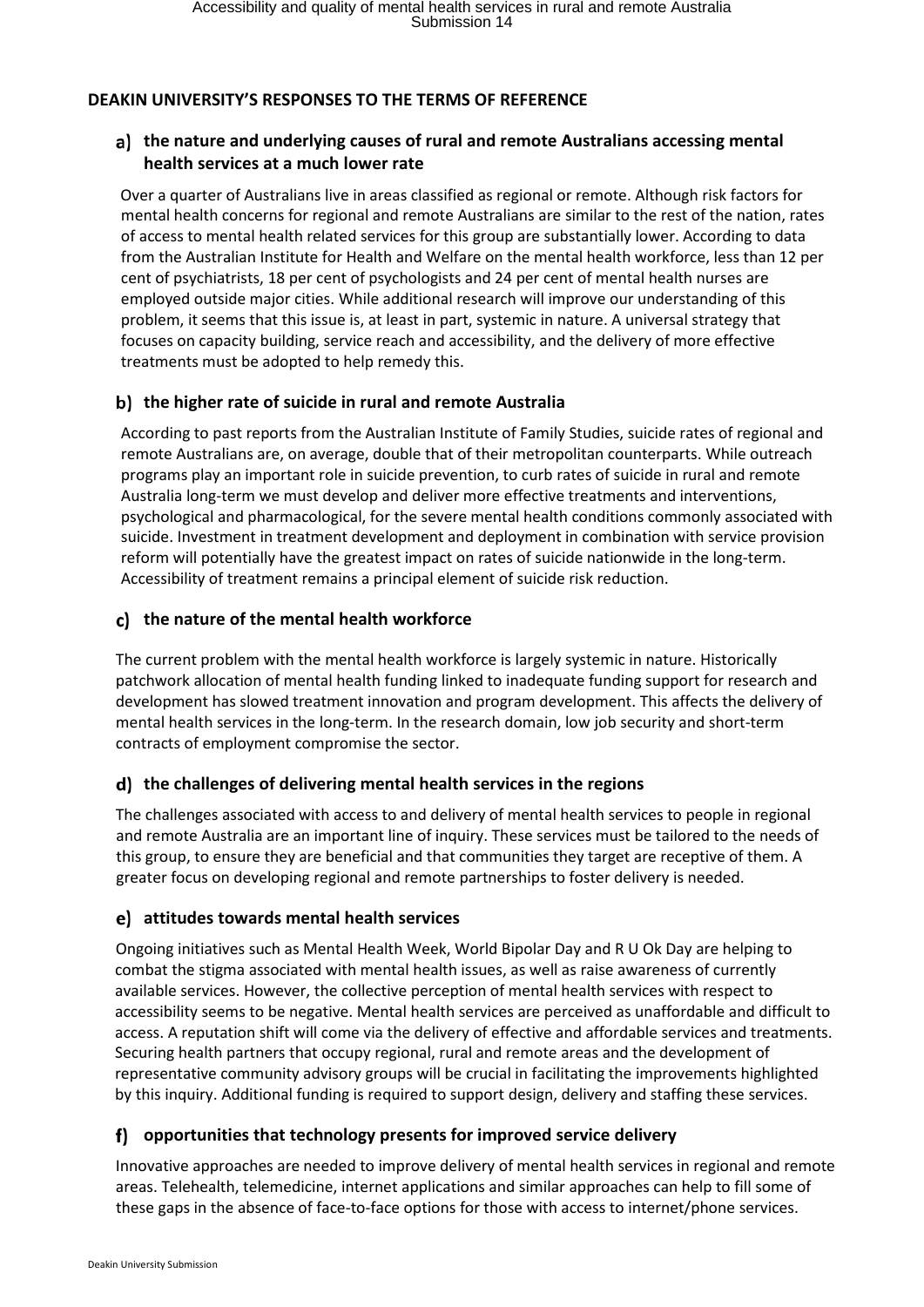## DEAKIN UNIVERSITY'S RESPONSES TO THE TERMS OF REFERENCE

### a) the nature and underlying causes of rural and remote Australians accessing mental health services at a much lower rate

Over a quarter of Australians live in areas classified as regional or remote. Although risk factors for mental health concerns for regional and remote Australians are similar to the rest of the nation, rates of access to mental health related services for this group are substantially lower. According to data from the Australian Institute for Health and Welfare on the mental health workforce, less than 12 per cent of psychiatrists, 18 per cent of psychologists and 24 per cent of mental health nurses are employed outside major cities. While additional research will improve our understanding of this problem, it seems that this issue is, at least in part, systemic in nature. A universal strategy that focuses on capacity building, service reach and accessibility, and the delivery of more effective treatments must be adopted to help remedy this.

### b) the higher rate of suicide in rural and remote Australia

According to past reports from the Australian Institute of Family Studies, suicide rates of regional and remote Australians are, on average, double that of their metropolitan counterparts. While outreach programs play an important role in suicide prevention, to curb rates of suicide in rural and remote Australia long-term we must develop and deliver more effective treatments and interventions, psychological and pharmacological, for the severe mental health conditions commonly associated with suicide. Investment in treatment development and deployment in combination with service provision reform will potentially have the greatest impact on rates of suicide nationwide in the long-term. Accessibility of treatment remains a principal element of suicide risk reduction.

### c) the nature of the mental health workforce

The current problem with the mental health workforce is largely systemic in nature. Historically patchwork allocation of mental health funding linked to inadequate funding support for research and development has slowed treatment innovation and program development. This affects the delivery of mental health services in the long-term. In the research domain, low job security and short-term contracts of employment compromise the sector.

### d) the challenges of delivering mental health services in the regions

The challenges associated with access to and delivery of mental health services to people in regional and remote Australia are an important line of inquiry. These services must be tailored to the needs of this group, to ensure they are beneficial and that communities they target are receptive of them. A greater focus on developing regional and remote partnerships to foster delivery is needed.

### e) attitudes towards mental health services

Ongoing initiatives such as Mental Health Week, World Bipolar Day and R U Ok Day are helping to combat the stigma associated with mental health issues, as well as raise awareness of currently available services. However, the collective perception of mental health services with respect to accessibility seems to be negative. Mental health services are perceived as unaffordable and difficult to access. A reputation shift will come via the delivery of effective and affordable services and treatments. Securing health partners that occupy regional, rural and remote areas and the development of representative community advisory groups will be crucial in facilitating the improvements highlighted by this inquiry. Additional funding is required to support design, delivery and staffing these services.

### f) opportunities that technology presents for improved service delivery

Innovative approaches are needed to improve delivery of mental health services in regional and remote areas. Telehealth, telemedicine, internet applications and similar approaches can help to fill some of these gaps in the absence of face-to-face options for those with access to internet/phone services.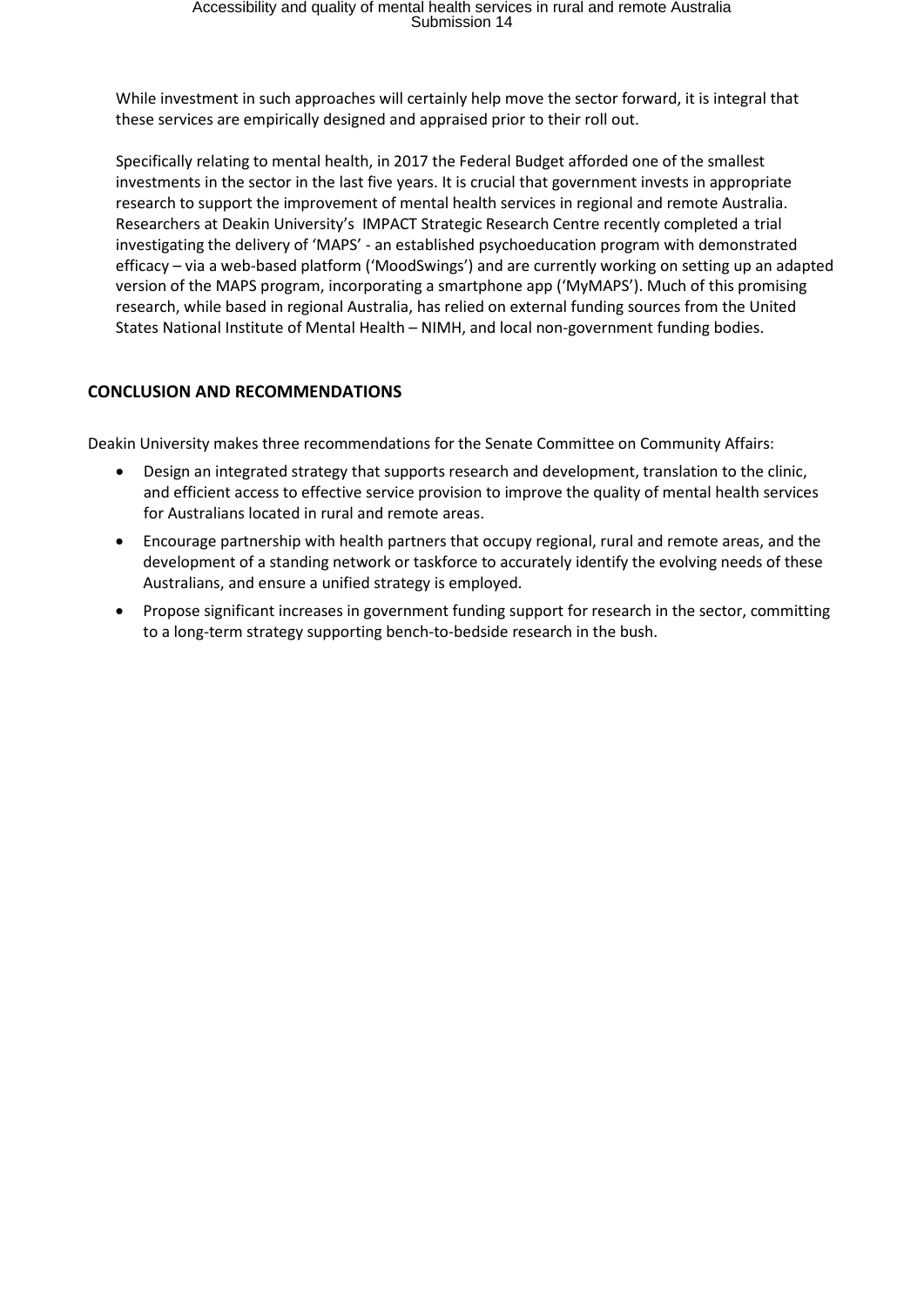While investment in such approaches will certainly help move the sector forward, it is integral that these services are empirically designed and appraised prior to their roll out.

Specifically relating to mental health, in 2017 the Federal Budget afforded one of the smallest investments in the sector in the last five years. It is crucial that government invests in appropriate research to support the improvement of mental health services in regional and remote Australia. Researchers at Deakin University's IMPACT Strategic Research Centre recently completed a trial investigating the delivery of 'MAPS' - an established psychoeducation program with demonstrated efficacy – via a web-based platform ('MoodSwings') and are currently working on setting up an adapted version of the MAPS program, incorporating a smartphone app ('MyMAPS'). Much of this promising research, while based in regional Australia, has relied on external funding sources from the United States National Institute of Mental Health – NIMH, and local non-government funding bodies.

## CONCLUSION AND RECOMMENDATIONS

Deakin University makes three recommendations for the Senate Committee on Community Affairs:

- Design an integrated strategy that supports research and development, translation to the clinic, and efficient access to effective service provision to improve the quality of mental health services for Australians located in rural and remote areas.
- Encourage partnership with health partners that occupy regional, rural and remote areas, and the development of a standing network or taskforce to accurately identify the evolving needs of these Australians, and ensure a unified strategy is employed.
- Propose significant increases in government funding support for research in the sector, committing to a long-term strategy supporting bench-to-bedside research in the bush.